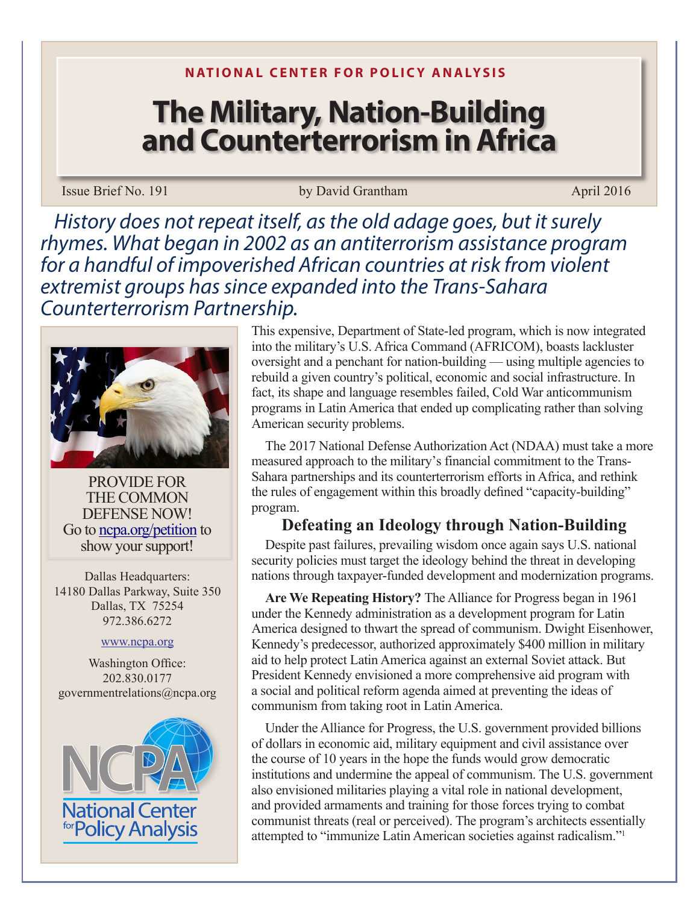NATIONAL CENTER FOR POLICY ANALYSIS

# The Military, Nation-Building and Counterterrorism in Africa

Issue Brief No. 191 | by David Grantham | April 2016

*History does not repeat itself, as the old adage goes, but it surely rhymes. What began in 2002 as an antiterrorism assistance program for a handful of impoverished African countries at risk from violent extremist groups has since expanded into the Trans-Sahara Counterterrorism Partnership.*

This expensive, Department of State-led program, which is now integrated into the military's U.S. Africa Command (AFRICOM), boasts lackluster oversight and a penchant for nation-building — using multiple agencies to rebuild a given country's political, economic and social infrastructure. In fact, its shape and language resembles failed, Cold War anticommunism programs in Latin America that ended up complicating rather than solving American security problems.

The 2017 National Defense Authorization Act (NDAA) must take a more measured approach to the military's financial commitment to the Trans-Sahara partnerships and its counterterrorism efforts in Africa, and rethink the rules of engagement within this broadly defined "capacity-building" program.

PROVIDE FOR THE COMMON DEFENSE NOW! Go to ncpa.org/petition to show your support!

Dallas Headquarters:
14180 Dallas Parkway, Suite 350
Dallas, TX 75254
972.386.6272

www.ncpa.org

Washington Office:
202.830.0177
governmentrelations@ncpa.org

## Defeating an Ideology through Nation-Building

Despite past failures, prevailing wisdom once again says U.S. national security policies must target the ideology behind the threat in developing nations through taxpayer-funded development and modernization programs.

**Are We Repeating History?** The Alliance for Progress began in 1961 under the Kennedy administration as a development program for Latin America designed to thwart the spread of communism. Dwight Eisenhower, Kennedy's predecessor, authorized approximately $400 million in military aid to help protect Latin America against an external Soviet attack. But President Kennedy envisioned a more comprehensive aid program with a social and political reform agenda aimed at preventing the ideas of communism from taking root in Latin America.

Under the Alliance for Progress, the U.S. government provided billions of dollars in economic aid, military equipment and civil assistance over the course of 10 years in the hope the funds would grow democratic institutions and undermine the appeal of communism. The U.S. government also envisioned militaries playing a vital role in national development, and provided armaments and training for those forces trying to combat communist threats (real or perceived). The program's architects essentially attempted to "immunize Latin American societies against radicalism."[1]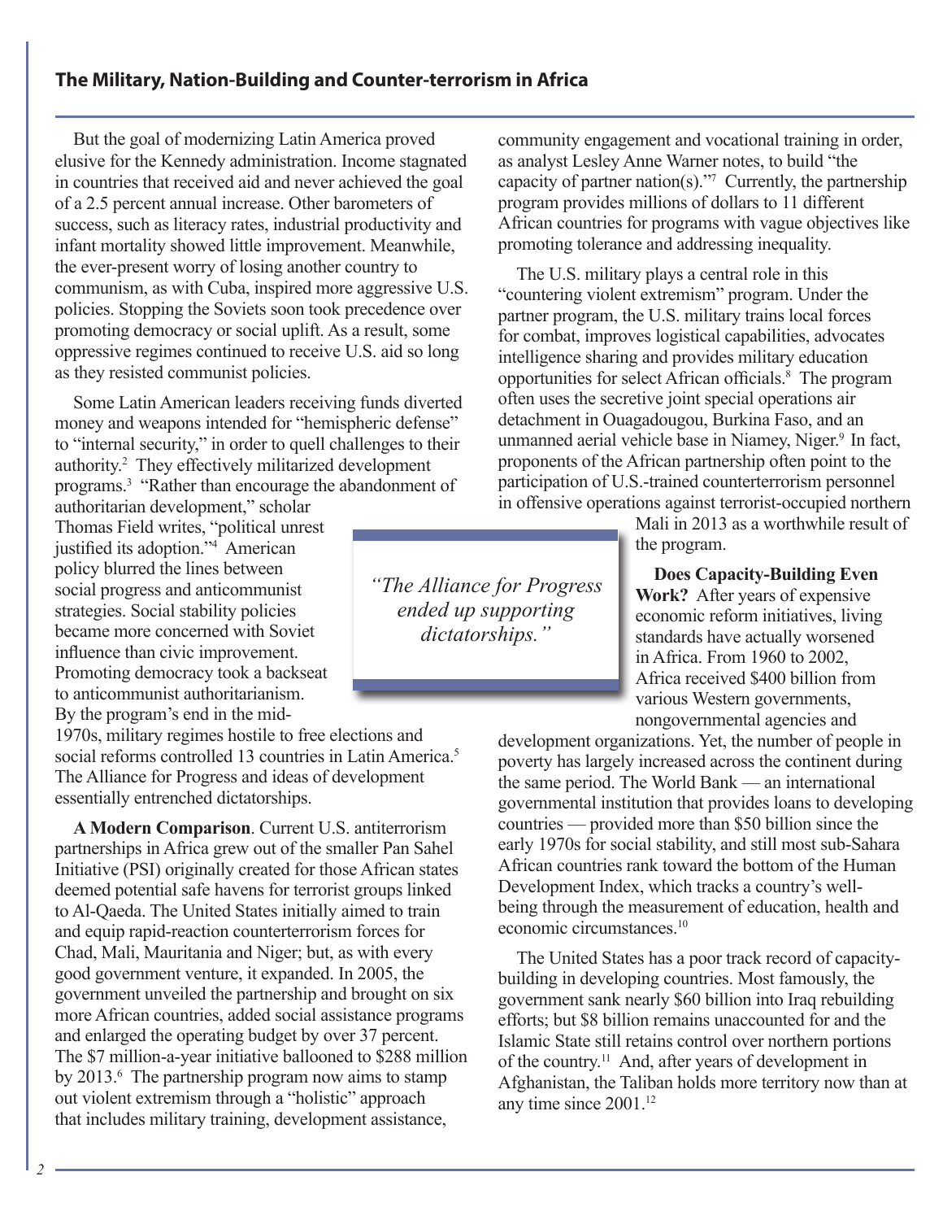But the goal of modernizing Latin America proved elusive for the Kennedy administration. Income stagnated in countries that received aid and never achieved the goal of a 2.5 percent annual increase. Other barometers of success, such as literacy rates, industrial productivity and infant mortality showed little improvement. Meanwhile, the ever-present worry of losing another country to communism, as with Cuba, inspired more aggressive U.S. policies. Stopping the Soviets soon took precedence over promoting democracy or social uplift. As a result, some oppressive regimes continued to receive U.S. aid so long as they resisted communist policies.

Some Latin American leaders receiving funds diverted money and weapons intended for "hemispheric defense" to "internal security," in order to quell challenges to their authority.[2] They effectively militarized development programs.[3] "Rather than encourage the abandonment of authoritarian development," scholar Thomas Field writes, "political unrest justified its adoption."[4] American policy blurred the lines between social progress and anticommunist strategies. Social stability policies became more concerned with Soviet influence than civic improvement. Promoting democracy took a backseat to anticommunist authoritarianism. By the program's end in the mid-1970s, military regimes hostile to free elections and social reforms controlled 13 countries in Latin America.[5] The Alliance for Progress and ideas of development essentially entrenched dictatorships.

> *"The Alliance for Progress ended up supporting dictatorships."*

**A Modern Comparison**. Current U.S. antiterrorism partnerships in Africa grew out of the smaller Pan Sahel Initiative (PSI) originally created for those African states deemed potential safe havens for terrorist groups linked to Al-Qaeda. The United States initially aimed to train and equip rapid-reaction counterterrorism forces for Chad, Mali, Mauritania and Niger; but, as with every good government venture, it expanded. In 2005, the government unveiled the partnership and brought on six more African countries, added social assistance programs and enlarged the operating budget by over 37 percent. The $7 million-a-year initiative ballooned to $288 million by 2013.[6] The partnership program now aims to stamp out violent extremism through a "holistic" approach that includes military training, development assistance, community engagement and vocational training in order, as analyst Lesley Anne Warner notes, to build "the capacity of partner nation(s)."[7] Currently, the partnership program provides millions of dollars to 11 different African countries for programs with vague objectives like promoting tolerance and addressing inequality.

The U.S. military plays a central role in this "countering violent extremism" program. Under the partner program, the U.S. military trains local forces for combat, improves logistical capabilities, advocates intelligence sharing and provides military education opportunities for select African officials.[8] The program often uses the secretive joint special operations air detachment in Ouagadougou, Burkina Faso, and an unmanned aerial vehicle base in Niamey, Niger.[9] In fact, proponents of the African partnership often point to the participation of U.S.-trained counterterrorism personnel in offensive operations against terrorist-occupied northern Mali in 2013 as a worthwhile result of the program.

**Does Capacity-Building Even Work?** After years of expensive economic reform initiatives, living standards have actually worsened in Africa. From 1960 to 2002, Africa received $400 billion from various Western governments, nongovernmental agencies and development organizations. Yet, the number of people in poverty has largely increased across the continent during the same period. The World Bank — an international governmental institution that provides loans to developing countries — provided more than $50 billion since the early 1970s for social stability, and still most sub-Sahara African countries rank toward the bottom of the Human Development Index, which tracks a country's well-being through the measurement of education, health and economic circumstances.[10]

The United States has a poor track record of capacity-building in developing countries. Most famously, the government sank nearly $60 billion into Iraq rebuilding efforts; but $8 billion remains unaccounted for and the Islamic State still retains control over northern portions of the country.[11] And, after years of development in Afghanistan, the Taliban holds more territory now than at any time since 2001.[12]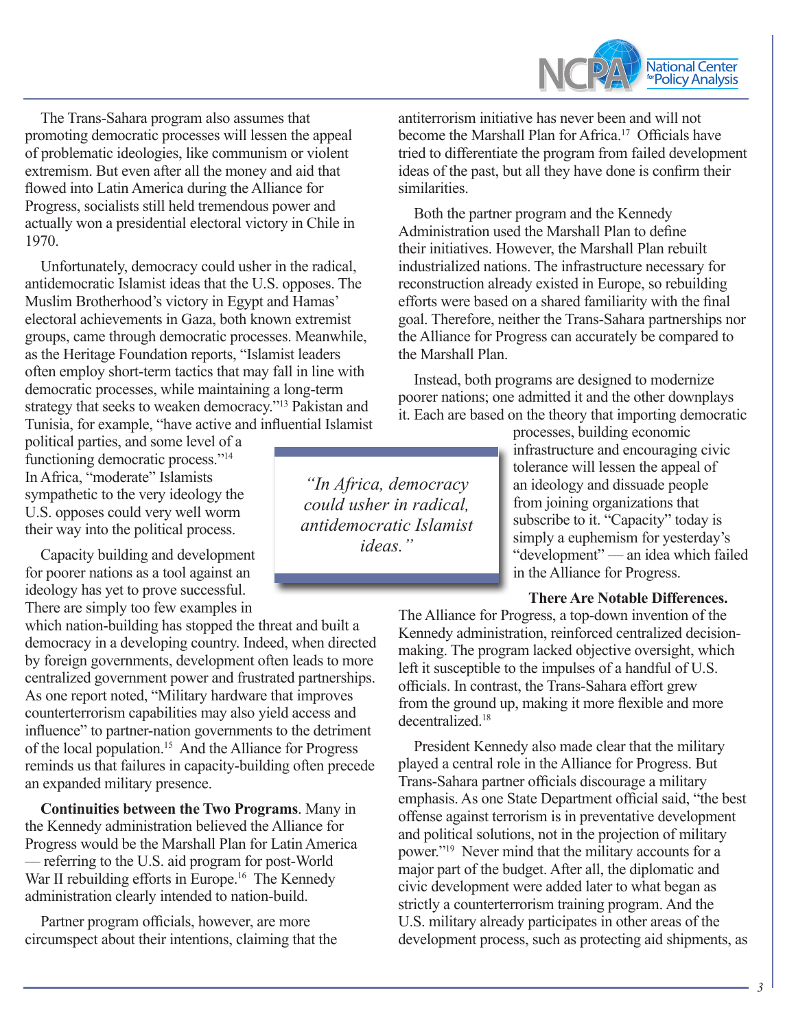The Trans-Sahara program also assumes that promoting democratic processes will lessen the appeal of problematic ideologies, like communism or violent extremism. But even after all the money and aid that flowed into Latin America during the Alliance for Progress, socialists still held tremendous power and actually won a presidential electoral victory in Chile in 1970.

Unfortunately, democracy could usher in the radical, antidemocratic Islamist ideas that the U.S. opposes. The Muslim Brotherhood's victory in Egypt and Hamas' electoral achievements in Gaza, both known extremist groups, came through democratic processes. Meanwhile, as the Heritage Foundation reports, "Islamist leaders often employ short-term tactics that may fall in line with democratic processes, while maintaining a long-term strategy that seeks to weaken democracy."[13] Pakistan and Tunisia, for example, "have active and influential Islamist political parties, and some level of a functioning democratic process."[14] In Africa, "moderate" Islamists sympathetic to the very ideology the U.S. opposes could very well worm their way into the political process.

> *"In Africa, democracy could usher in radical, antidemocratic Islamist ideas."*

Capacity building and development for poorer nations as a tool against an ideology has yet to prove successful. There are simply too few examples in which nation-building has stopped the threat and built a democracy in a developing country. Indeed, when directed by foreign governments, development often leads to more centralized government power and frustrated partnerships. As one report noted, "Military hardware that improves counterterrorism capabilities may also yield access and influence" to partner-nation governments to the detriment of the local population.[15] And the Alliance for Progress reminds us that failures in capacity-building often precede an expanded military presence.

**Continuities between the Two Programs**. Many in the Kennedy administration believed the Alliance for Progress would be the Marshall Plan for Latin America — referring to the U.S. aid program for post-World War II rebuilding efforts in Europe.[16] The Kennedy administration clearly intended to nation-build.

Partner program officials, however, are more circumspect about their intentions, claiming that the antiterrorism initiative has never been and will not become the Marshall Plan for Africa.[17] Officials have tried to differentiate the program from failed development ideas of the past, but all they have done is confirm their similarities.

Both the partner program and the Kennedy Administration used the Marshall Plan to define their initiatives. However, the Marshall Plan rebuilt industrialized nations. The infrastructure necessary for reconstruction already existed in Europe, so rebuilding efforts were based on a shared familiarity with the final goal. Therefore, neither the Trans-Sahara partnerships nor the Alliance for Progress can accurately be compared to the Marshall Plan.

Instead, both programs are designed to modernize poorer nations; one admitted it and the other downplays it. Each are based on the theory that importing democratic processes, building economic infrastructure and encouraging civic tolerance will lessen the appeal of an ideology and dissuade people from joining organizations that subscribe to it. "Capacity" today is simply a euphemism for yesterday's "development" — an idea which failed in the Alliance for Progress.

**There Are Notable Differences.** The Alliance for Progress, a top-down invention of the Kennedy administration, reinforced centralized decision-making. The program lacked objective oversight, which left it susceptible to the impulses of a handful of U.S. officials. In contrast, the Trans-Sahara effort grew from the ground up, making it more flexible and more decentralized.[18]

President Kennedy also made clear that the military played a central role in the Alliance for Progress. But Trans-Sahara partner officials discourage a military emphasis. As one State Department official said, "the best offense against terrorism is in preventative development and political solutions, not in the projection of military power."[19] Never mind that the military accounts for a major part of the budget. After all, the diplomatic and civic development were added later to what began as strictly a counterterrorism training program. And the U.S. military already participates in other areas of the development process, such as protecting aid shipments, as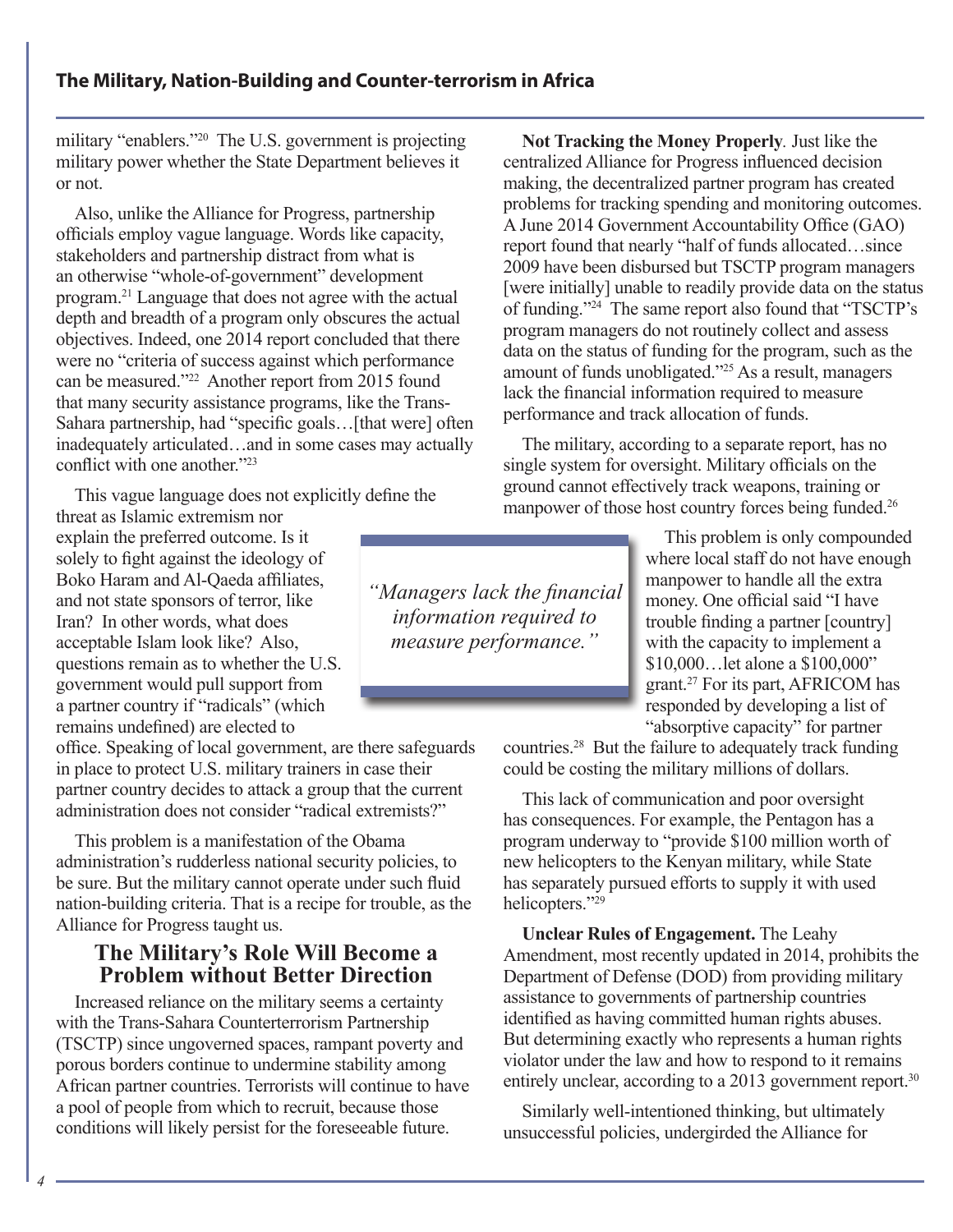military "enablers."[20] The U.S. government is projecting military power whether the State Department believes it or not.

Also, unlike the Alliance for Progress, partnership officials employ vague language. Words like capacity, stakeholders and partnership distract from what is an otherwise "whole-of-government" development program.[21] Language that does not agree with the actual depth and breadth of a program only obscures the actual objectives. Indeed, one 2014 report concluded that there were no "criteria of success against which performance can be measured."[22] Another report from 2015 found that many security assistance programs, like the Trans-Sahara partnership, had "specific goals…[that were] often inadequately articulated…and in some cases may actually conflict with one another."[23]

This vague language does not explicitly define the threat as Islamic extremism nor explain the preferred outcome. Is it solely to fight against the ideology of Boko Haram and Al-Qaeda affiliates, and not state sponsors of terror, like Iran? In other words, what does acceptable Islam look like? Also, questions remain as to whether the U.S. government would pull support from a partner country if "radicals" (which remains undefined) are elected to office. Speaking of local government, are there safeguards in place to protect U.S. military trainers in case their partner country decides to attack a group that the current administration does not consider "radical extremists?"

This problem is a manifestation of the Obama administration's rudderless national security policies, to be sure. But the military cannot operate under such fluid nation-building criteria. That is a recipe for trouble, as the Alliance for Progress taught us.

## The Military's Role Will Become a Problem without Better Direction

Increased reliance on the military seems a certainty with the Trans-Sahara Counterterrorism Partnership (TSCTP) since ungoverned spaces, rampant poverty and porous borders continue to undermine stability among African partner countries. Terrorists will continue to have a pool of people from which to recruit, because those conditions will likely persist for the foreseeable future.

**Not Tracking the Money Properly**. Just like the centralized Alliance for Progress influenced decision making, the decentralized partner program has created problems for tracking spending and monitoring outcomes. A June 2014 Government Accountability Office (GAO) report found that nearly "half of funds allocated…since 2009 have been disbursed but TSCTP program managers [were initially] unable to readily provide data on the status of funding."[24] The same report also found that "TSCTP's program managers do not routinely collect and assess data on the status of funding for the program, such as the amount of funds unobligated."[25] As a result, managers lack the financial information required to measure performance and track allocation of funds.

The military, according to a separate report, has no single system for oversight. Military officials on the ground cannot effectively track weapons, training or manpower of those host country forces being funded.[26]

> *"Managers lack the financial information required to measure performance."*

This problem is only compounded where local staff do not have enough manpower to handle all the extra money. One official said "I have trouble finding a partner [country] with the capacity to implement a $10,000…let alone a $100,000" grant.[27] For its part, AFRICOM has responded by developing a list of "absorptive capacity" for partner countries.[28] But the failure to adequately track funding could be costing the military millions of dollars.

This lack of communication and poor oversight has consequences. For example, the Pentagon has a program underway to "provide $100 million worth of new helicopters to the Kenyan military, while State has separately pursued efforts to supply it with used helicopters."[29]

**Unclear Rules of Engagement.** The Leahy Amendment, most recently updated in 2014, prohibits the Department of Defense (DOD) from providing military assistance to governments of partnership countries identified as having committed human rights abuses. But determining exactly who represents a human rights violator under the law and how to respond to it remains entirely unclear, according to a 2013 government report.[30]

Similarly well-intentioned thinking, but ultimately unsuccessful policies, undergirded the Alliance for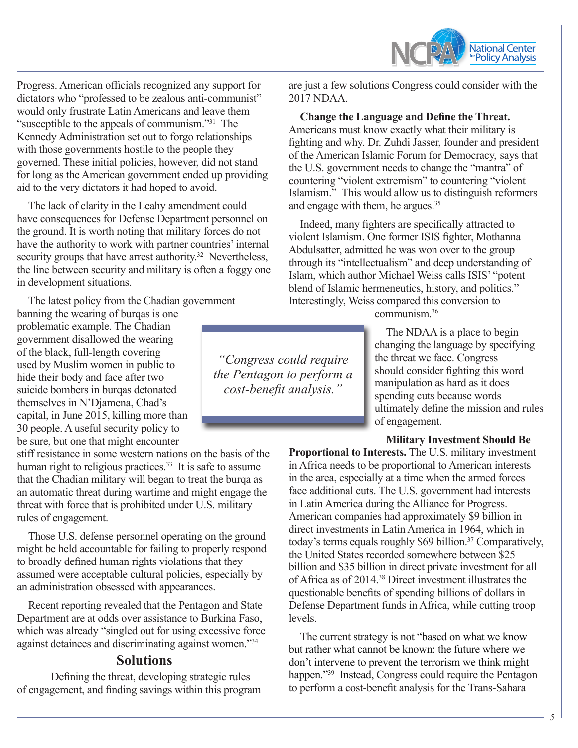Progress. American officials recognized any support for dictators who "professed to be zealous anti-communist" would only frustrate Latin Americans and leave them "susceptible to the appeals of communism."[31] The Kennedy Administration set out to forgo relationships with those governments hostile to the people they governed. These initial policies, however, did not stand for long as the American government ended up providing aid to the very dictators it had hoped to avoid.

The lack of clarity in the Leahy amendment could have consequences for Defense Department personnel on the ground. It is worth noting that military forces do not have the authority to work with partner countries' internal security groups that have arrest authority.[32] Nevertheless, the line between security and military is often a foggy one in development situations.

The latest policy from the Chadian government banning the wearing of burqas is one problematic example. The Chadian government disallowed the wearing of the black, full-length covering used by Muslim women in public to hide their body and face after two suicide bombers in burqas detonated themselves in N'Djamena, Chad's capital, in June 2015, killing more than 30 people. A useful security policy to be sure, but one that might encounter stiff resistance in some western nations on the basis of the human right to religious practices.[33] It is safe to assume that the Chadian military will began to treat the burqa as an automatic threat during wartime and might engage the threat with force that is prohibited under U.S. military rules of engagement.

Those U.S. defense personnel operating on the ground might be held accountable for failing to properly respond to broadly defined human rights violations that they assumed were acceptable cultural policies, especially by an administration obsessed with appearances.

Recent reporting revealed that the Pentagon and State Department are at odds over assistance to Burkina Faso, which was already "singled out for using excessive force against detainees and discriminating against women."[34]

## Solutions

Defining the threat, developing strategic rules of engagement, and finding savings within this program are just a few solutions Congress could consider with the 2017 NDAA.

**Change the Language and Define the Threat.** Americans must know exactly what their military is fighting and why. Dr. Zuhdi Jasser, founder and president of the American Islamic Forum for Democracy, says that the U.S. government needs to change the "mantra" of countering "violent extremism" to countering "violent Islamism." This would allow us to distinguish reformers and engage with them, he argues.[35]

Indeed, many fighters are specifically attracted to violent Islamism. One former ISIS fighter, Mothanna Abdulsatter, admitted he was won over to the group through its "intellectualism" and deep understanding of Islam, which author Michael Weiss calls ISIS' "potent blend of Islamic hermeneutics, history, and politics." Interestingly, Weiss compared this conversion to communism.[36]

> *"Congress could require the Pentagon to perform a cost-benefit analysis."*

The NDAA is a place to begin changing the language by specifying the threat we face. Congress should consider fighting this word manipulation as hard as it does spending cuts because words ultimately define the mission and rules of engagement.

**Military Investment Should Be Proportional to Interests.** The U.S. military investment in Africa needs to be proportional to American interests in the area, especially at a time when the armed forces face additional cuts. The U.S. government had interests in Latin America during the Alliance for Progress. American companies had approximately $9 billion in direct investments in Latin America in 1964, which in today's terms equals roughly $69 billion.[37] Comparatively, the United States recorded somewhere between $25 billion and $35 billion in direct private investment for all of Africa as of 2014.[38] Direct investment illustrates the questionable benefits of spending billions of dollars in Defense Department funds in Africa, while cutting troop levels.

The current strategy is not "based on what we know but rather what cannot be known: the future where we don't intervene to prevent the terrorism we think might happen."[39] Instead, Congress could require the Pentagon to perform a cost-benefit analysis for the Trans-Sahara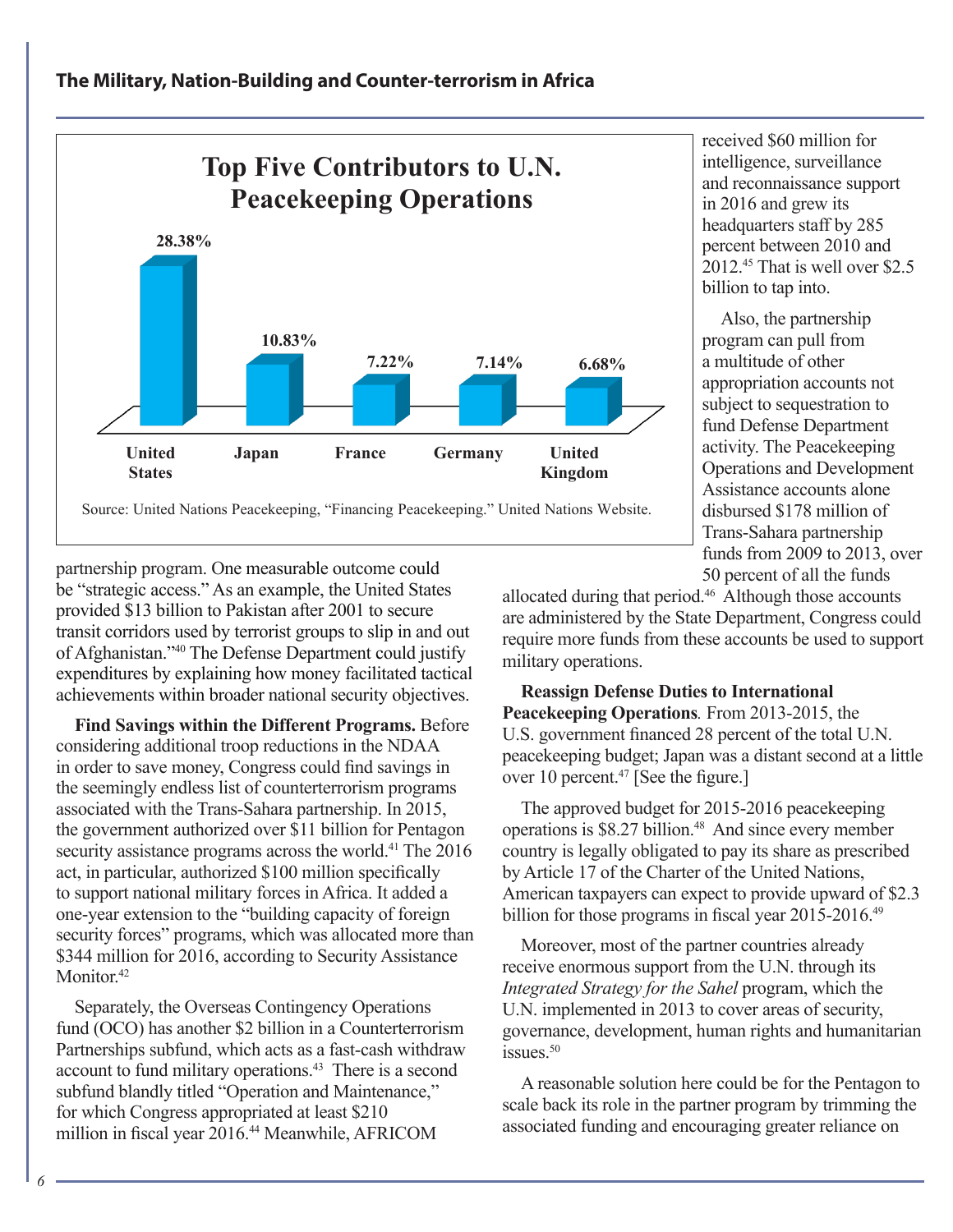**Top Five Contributors to U.N. Peacekeeping Operations**

| Country | Share |
| --- | --- |
| United States | 28.38% |
| Japan | 10.83% |
| France | 7.22% |
| Germany | 7.14% |
| United Kingdom | 6.68% |

Source: United Nations Peacekeeping, "Financing Peacekeeping." United Nations Website.

partnership program. One measurable outcome could be "strategic access." As an example, the United States provided $13 billion to Pakistan after 2001 to secure transit corridors used by terrorist groups to slip in and out of Afghanistan."[40] The Defense Department could justify expenditures by explaining how money facilitated tactical achievements within broader national security objectives.

**Find Savings within the Different Programs.** Before considering additional troop reductions in the NDAA in order to save money, Congress could find savings in the seemingly endless list of counterterrorism programs associated with the Trans-Sahara partnership. In 2015, the government authorized over $11 billion for Pentagon security assistance programs across the world.[41] The 2016 act, in particular, authorized $100 million specifically to support national military forces in Africa. It added a one-year extension to the "building capacity of foreign security forces" programs, which was allocated more than $344 million for 2016, according to Security Assistance Monitor.[42]

Separately, the Overseas Contingency Operations fund (OCO) has another $2 billion in a Counterterrorism Partnerships subfund, which acts as a fast-cash withdraw account to fund military operations.[43] There is a second subfund blandly titled "Operation and Maintenance," for which Congress appropriated at least $210 million in fiscal year 2016.[44] Meanwhile, AFRICOM received $60 million for intelligence, surveillance and reconnaissance support in 2016 and grew its headquarters staff by 285 percent between 2010 and 2012.[45] That is well over $2.5 billion to tap into.

Also, the partnership program can pull from a multitude of other appropriation accounts not subject to sequestration to fund Defense Department activity. The Peacekeeping Operations and Development Assistance accounts alone disbursed $178 million of Trans-Sahara partnership funds from 2009 to 2013, over 50 percent of all the funds allocated during that period.[46] Although those accounts are administered by the State Department, Congress could require more funds from these accounts be used to support military operations.

**Reassign Defense Duties to International Peacekeeping Operations***.* From 2013-2015, the U.S. government financed 28 percent of the total U.N. peacekeeping budget; Japan was a distant second at a little over 10 percent.[47] [See the figure.]

The approved budget for 2015-2016 peacekeeping operations is $8.27 billion.[48] And since every member country is legally obligated to pay its share as prescribed by Article 17 of the Charter of the United Nations, American taxpayers can expect to provide upward of $2.3 billion for those programs in fiscal year 2015-2016.[49]

Moreover, most of the partner countries already receive enormous support from the U.N. through its *Integrated Strategy for the Sahel* program, which the U.N. implemented in 2013 to cover areas of security, governance, development, human rights and humanitarian issues.[50]

A reasonable solution here could be for the Pentagon to scale back its role in the partner program by trimming the associated funding and encouraging greater reliance on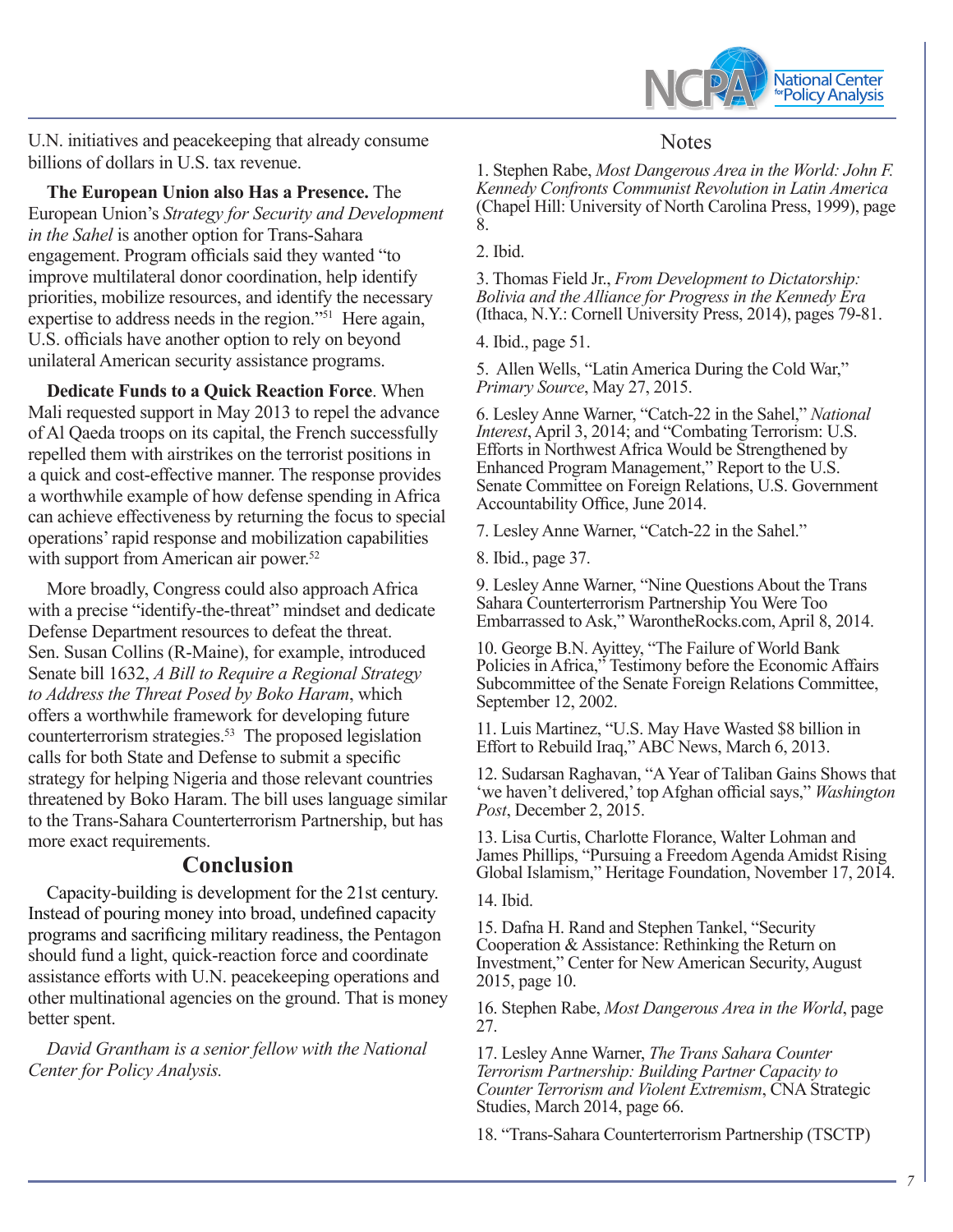U.N. initiatives and peacekeeping that already consume billions of dollars in U.S. tax revenue.

**The European Union also Has a Presence.** The European Union's *Strategy for Security and Development in the Sahel* is another option for Trans-Sahara engagement. Program officials said they wanted "to improve multilateral donor coordination, help identify priorities, mobilize resources, and identify the necessary expertise to address needs in the region."[51] Here again, U.S. officials have another option to rely on beyond unilateral American security assistance programs.

**Dedicate Funds to a Quick Reaction Force**. When Mali requested support in May 2013 to repel the advance of Al Qaeda troops on its capital, the French successfully repelled them with airstrikes on the terrorist positions in a quick and cost-effective manner. The response provides a worthwhile example of how defense spending in Africa can achieve effectiveness by returning the focus to special operations' rapid response and mobilization capabilities with support from American air power.[52]

More broadly, Congress could also approach Africa with a precise "identify-the-threat" mindset and dedicate Defense Department resources to defeat the threat. Sen. Susan Collins (R-Maine), for example, introduced Senate bill 1632, *A Bill to Require a Regional Strategy to Address the Threat Posed by Boko Haram*, which offers a worthwhile framework for developing future counterterrorism strategies.[53] The proposed legislation calls for both State and Defense to submit a specific strategy for helping Nigeria and those relevant countries threatened by Boko Haram. The bill uses language similar to the Trans-Sahara Counterterrorism Partnership, but has more exact requirements.

## Conclusion

Capacity-building is development for the 21st century. Instead of pouring money into broad, undefined capacity programs and sacrificing military readiness, the Pentagon should fund a light, quick-reaction force and coordinate assistance efforts with U.N. peacekeeping operations and other multinational agencies on the ground. That is money better spent.

*David Grantham is a senior fellow with the National Center for Policy Analysis.*

## Notes

1. Stephen Rabe, *Most Dangerous Area in the World: John F. Kennedy Confronts Communist Revolution in Latin America* (Chapel Hill: University of North Carolina Press, 1999), page 8.

2. Ibid.

3. Thomas Field Jr., *From Development to Dictatorship: Bolivia and the Alliance for Progress in the Kennedy Era* (Ithaca, N.Y.: Cornell University Press, 2014), pages 79-81.

4. Ibid., page 51.

5. Allen Wells, "Latin America During the Cold War," *Primary Source*, May 27, 2015.

6. Lesley Anne Warner, "Catch-22 in the Sahel," *National Interest*, April 3, 2014; and "Combating Terrorism: U.S. Efforts in Northwest Africa Would be Strengthened by Enhanced Program Management," Report to the U.S. Senate Committee on Foreign Relations, U.S. Government Accountability Office, June 2014.

7. Lesley Anne Warner, "Catch-22 in the Sahel."

8. Ibid., page 37.

9. Lesley Anne Warner, "Nine Questions About the Trans Sahara Counterterrorism Partnership You Were Too Embarrassed to Ask," WarontheRocks.com, April 8, 2014.

10. George B.N. Ayittey, "The Failure of World Bank Policies in Africa," Testimony before the Economic Affairs Subcommittee of the Senate Foreign Relations Committee, September 12, 2002.

11. Luis Martinez, "U.S. May Have Wasted $8 billion in Effort to Rebuild Iraq," ABC News, March 6, 2013.

12. Sudarsan Raghavan, "A Year of Taliban Gains Shows that 'we haven't delivered,' top Afghan official says," *Washington Post*, December 2, 2015.

13. Lisa Curtis, Charlotte Florance, Walter Lohman and James Phillips, "Pursuing a Freedom Agenda Amidst Rising Global Islamism," Heritage Foundation, November 17, 2014.

14. Ibid.

15. Dafna H. Rand and Stephen Tankel, "Security Cooperation & Assistance: Rethinking the Return on Investment," Center for New American Security, August 2015, page 10.

16. Stephen Rabe, *Most Dangerous Area in the World*, page 27.

17. Lesley Anne Warner, *The Trans Sahara Counter Terrorism Partnership: Building Partner Capacity to Counter Terrorism and Violent Extremism*, CNA Strategic Studies, March 2014, page 66.

18. "Trans-Sahara Counterterrorism Partnership (TSCTP)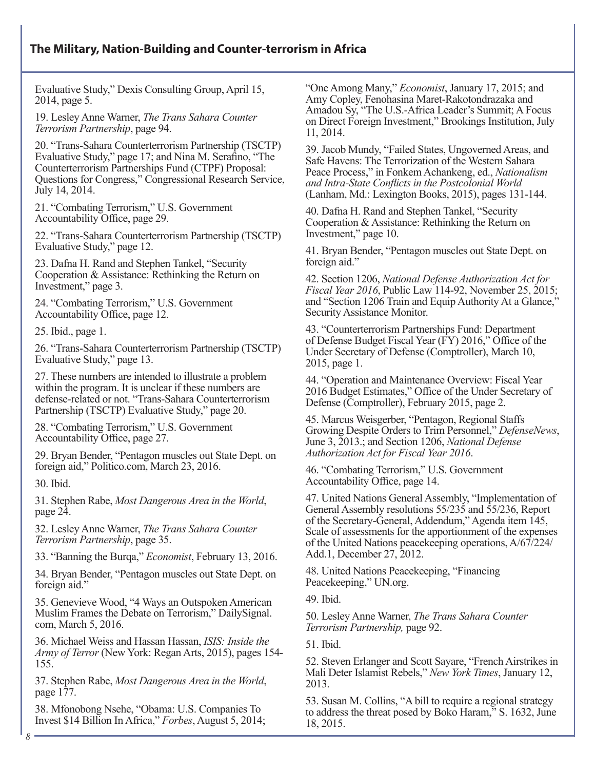Evaluative Study," Dexis Consulting Group, April 15, 2014, page 5.

19. Lesley Anne Warner, *The Trans Sahara Counter Terrorism Partnership*, page 94.

20. "Trans-Sahara Counterterrorism Partnership (TSCTP) Evaluative Study," page 17; and Nina M. Serafino, "The Counterterrorism Partnerships Fund (CTPF) Proposal: Questions for Congress," Congressional Research Service, July 14, 2014.

21. "Combating Terrorism," U.S. Government Accountability Office, page 29.

22. "Trans-Sahara Counterterrorism Partnership (TSCTP) Evaluative Study," page 12.

23. Dafna H. Rand and Stephen Tankel, "Security Cooperation & Assistance: Rethinking the Return on Investment," page 3.

24. "Combating Terrorism," U.S. Government Accountability Office, page 12.

25. Ibid., page 1.

26. "Trans-Sahara Counterterrorism Partnership (TSCTP) Evaluative Study," page 13.

27. These numbers are intended to illustrate a problem within the program. It is unclear if these numbers are defense-related or not. "Trans-Sahara Counterterrorism Partnership (TSCTP) Evaluative Study," page 20.

28. "Combating Terrorism," U.S. Government Accountability Office, page 27.

29. Bryan Bender, "Pentagon muscles out State Dept. on foreign aid," Politico.com, March 23, 2016.

30. Ibid.

31. Stephen Rabe, *Most Dangerous Area in the World*, page 24.

32. Lesley Anne Warner, *The Trans Sahara Counter Terrorism Partnership*, page 35.

33. "Banning the Burqa," *Economist*, February 13, 2016.

34. Bryan Bender, "Pentagon muscles out State Dept. on foreign aid."

35. Genevieve Wood, "4 Ways an Outspoken American Muslim Frames the Debate on Terrorism," DailySignal.com, March 5, 2016.

36. Michael Weiss and Hassan Hassan, *ISIS: Inside the Army of Terror* (New York: Regan Arts, 2015), pages 154-155.

37. Stephen Rabe, *Most Dangerous Area in the World*, page 177.

38. Mfonobong Nsehe, "Obama: U.S. Companies To Invest $14 Billion In Africa," *Forbes*, August 5, 2014; "One Among Many," *Economist*, January 17, 2015; and Amy Copley, Fenohasina Maret-Rakotondrazaka and Amadou Sy, "The U.S.-Africa Leader's Summit; A Focus on Direct Foreign Investment," Brookings Institution, July 11, 2014.

39. Jacob Mundy, "Failed States, Ungoverned Areas, and Safe Havens: The Terrorization of the Western Sahara Peace Process," in Fonkem Achankeng, ed., *Nationalism and Intra-State Conflicts in the Postcolonial World* (Lanham, Md.: Lexington Books, 2015), pages 131-144.

40. Dafna H. Rand and Stephen Tankel, "Security Cooperation & Assistance: Rethinking the Return on Investment," page 10.

41. Bryan Bender, "Pentagon muscles out State Dept. on foreign aid."

42. Section 1206, *National Defense Authorization Act for Fiscal Year 2016*, Public Law 114-92, November 25, 2015; and "Section 1206 Train and Equip Authority At a Glance," Security Assistance Monitor.

43. "Counterterrorism Partnerships Fund: Department of Defense Budget Fiscal Year (FY) 2016," Office of the Under Secretary of Defense (Comptroller), March 10, 2015, page 1.

44. "Operation and Maintenance Overview: Fiscal Year 2016 Budget Estimates," Office of the Under Secretary of Defense (Comptroller), February 2015, page 2.

45. Marcus Weisgerber, "Pentagon, Regional Staffs Growing Despite Orders to Trim Personnel," *DefenseNews*, June 3, 2013.; and Section 1206, *National Defense Authorization Act for Fiscal Year 2016*.

46. "Combating Terrorism," U.S. Government Accountability Office, page 14.

47. United Nations General Assembly, "Implementation of General Assembly resolutions 55/235 and 55/236, Report of the Secretary-General, Addendum," Agenda item 145, Scale of assessments for the apportionment of the expenses of the United Nations peacekeeping operations, A/67/224/Add.1, December 27, 2012.

48. United Nations Peacekeeping, "Financing Peacekeeping," UN.org.

49. Ibid.

50. Lesley Anne Warner, *The Trans Sahara Counter Terrorism Partnership,* page 92.

51. Ibid.

52. Steven Erlanger and Scott Sayare, "French Airstrikes in Mali Deter Islamist Rebels," *New York Times*, January 12, 2013.

53. Susan M. Collins, "A bill to require a regional strategy to address the threat posed by Boko Haram," S. 1632, June 18, 2015.